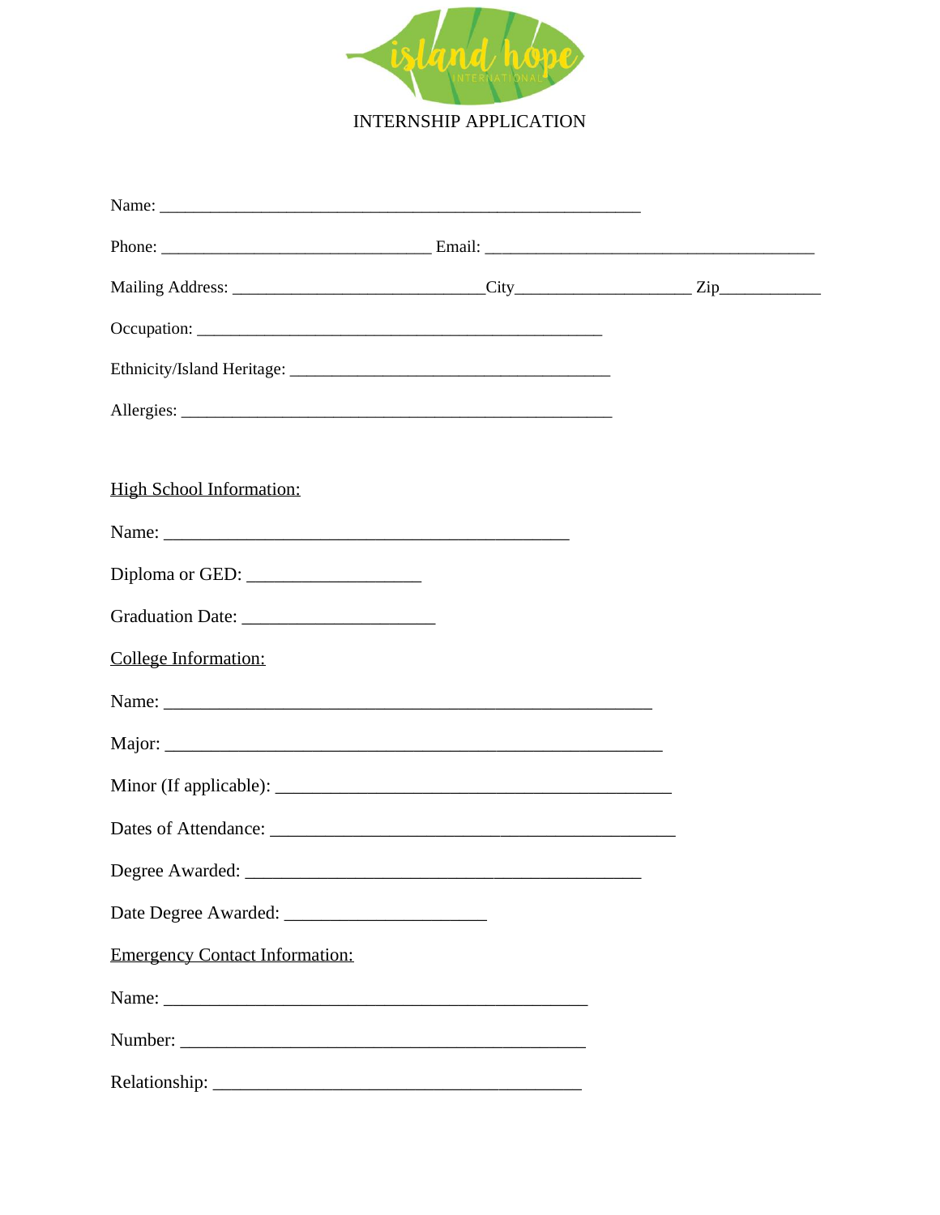island hope INTERNATIONAL

# INTERNSHIP APPLICATION

Name: ____________________________________________________________

Phone: __________________________________ Email: _________________________________________

Mailing Address: _______________________________City______________________ Zip____________

Occupation: ___________________________________________________

Ethnicity/Island Heritage: ________________________________________

Allergies: ______________________________________________________

<u>High School Information:</u>

Name: ________________________________________________

Diploma or GED: ___________________

Graduation Date: _____________________

<u>College Information:</u>

Name: ____________________________________________________

Major: _____________________________________________________

Minor (If applicable): ___________________________________________

Dates of Attendance: ____________________________________________

Degree Awarded: _______________________________________________

Date Degree Awarded: _____________________

<u>Emergency Contact Information:</u>

Name: __________________________________________________

Number: ________________________________________________

Relationship: _____________________________________________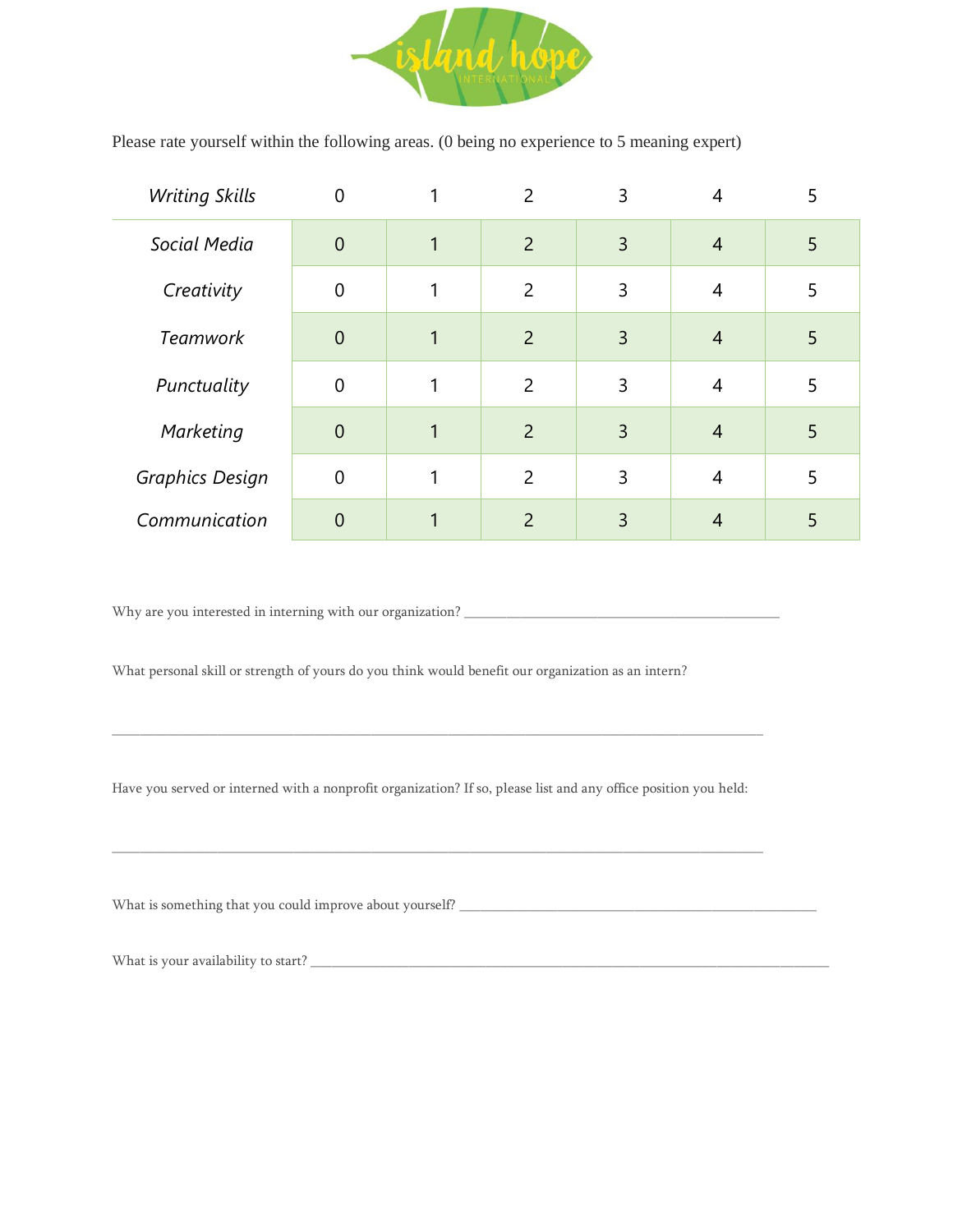Please rate yourself within the following areas. (0 being no experience to 5 meaning expert)

| | | | | | | |
|---|---|---|---|---|---|---|
| *Writing Skills* | 0 | 1 | 2 | 3 | 4 | 5 |
| *Social Media* | 0 | 1 | 2 | 3 | 4 | 5 |
| *Creativity* | 0 | 1 | 2 | 3 | 4 | 5 |
| *Teamwork* | 0 | 1 | 2 | 3 | 4 | 5 |
| *Punctuality* | 0 | 1 | 2 | 3 | 4 | 5 |
| *Marketing* | 0 | 1 | 2 | 3 | 4 | 5 |
| *Graphics Design* | 0 | 1 | 2 | 3 | 4 | 5 |
| *Communication* | 0 | 1 | 2 | 3 | 4 | 5 |

Why are you interested in interning with our organization? ________________________________________________

What personal skill or strength of yours do you think would benefit our organization as an intern?

____________________________________________________________________________________________________

Have you served or interned with a nonprofit organization? If so, please list and any office position you held:

____________________________________________________________________________________________________

What is something that you could improve about yourself? _______________________________________________________

What is your availability to start? _______________________________________________________________________________